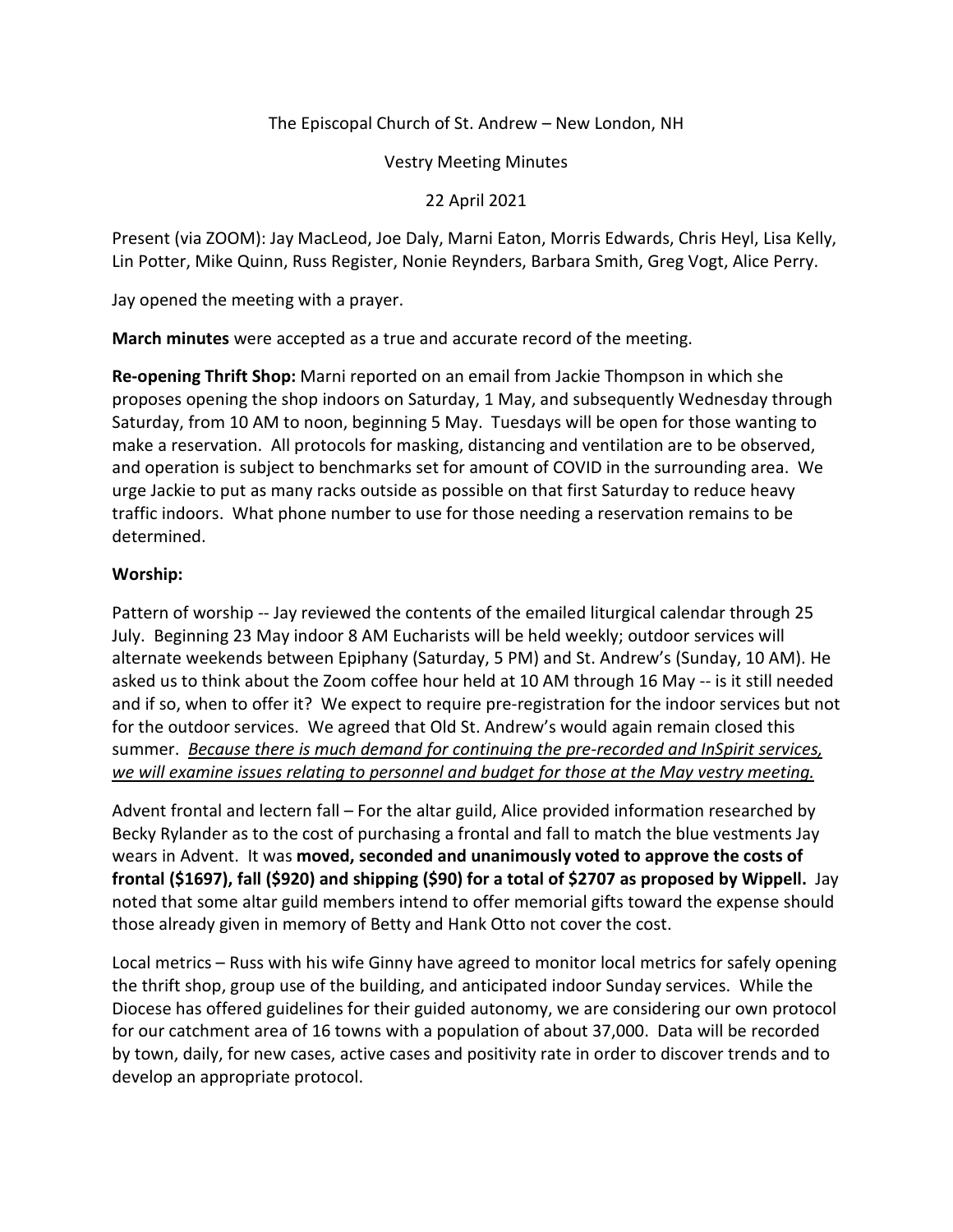The Episcopal Church of St. Andrew – New London, NH

Vestry Meeting Minutes

22 April 2021

Present (via ZOOM): Jay MacLeod, Joe Daly, Marni Eaton, Morris Edwards, Chris Heyl, Lisa Kelly, Lin Potter, Mike Quinn, Russ Register, Nonie Reynders, Barbara Smith, Greg Vogt, Alice Perry.

Jay opened the meeting with a prayer.

**March minutes** were accepted as a true and accurate record of the meeting.

**Re-opening Thrift Shop:** Marni reported on an email from Jackie Thompson in which she proposes opening the shop indoors on Saturday, 1 May, and subsequently Wednesday through Saturday, from 10 AM to noon, beginning 5 May. Tuesdays will be open for those wanting to make a reservation. All protocols for masking, distancing and ventilation are to be observed, and operation is subject to benchmarks set for amount of COVID in the surrounding area. We urge Jackie to put as many racks outside as possible on that first Saturday to reduce heavy traffic indoors. What phone number to use for those needing a reservation remains to be determined.

**Worship:**

Pattern of worship -- Jay reviewed the contents of the emailed liturgical calendar through 25 July. Beginning 23 May indoor 8 AM Eucharists will be held weekly; outdoor services will alternate weekends between Epiphany (Saturday, 5 PM) and St. Andrew's (Sunday, 10 AM). He asked us to think about the Zoom coffee hour held at 10 AM through 16 May -- is it still needed and if so, when to offer it? We expect to require pre-registration for the indoor services but not for the outdoor services. We agreed that Old St. Andrew's would again remain closed this summer. *Because there is much demand for continuing the pre-recorded and InSpirit services, we will examine issues relating to personnel and budget for those at the May vestry meeting.*

Advent frontal and lectern fall – For the altar guild, Alice provided information researched by Becky Rylander as to the cost of purchasing a frontal and fall to match the blue vestments Jay wears in Advent. It was **moved, seconded and unanimously voted to approve the costs of frontal ($1697), fall ($920) and shipping ($90) for a total of $2707 as proposed by Wippell.** Jay noted that some altar guild members intend to offer memorial gifts toward the expense should those already given in memory of Betty and Hank Otto not cover the cost.

Local metrics – Russ with his wife Ginny have agreed to monitor local metrics for safely opening the thrift shop, group use of the building, and anticipated indoor Sunday services. While the Diocese has offered guidelines for their guided autonomy, we are considering our own protocol for our catchment area of 16 towns with a population of about 37,000. Data will be recorded by town, daily, for new cases, active cases and positivity rate in order to discover trends and to develop an appropriate protocol.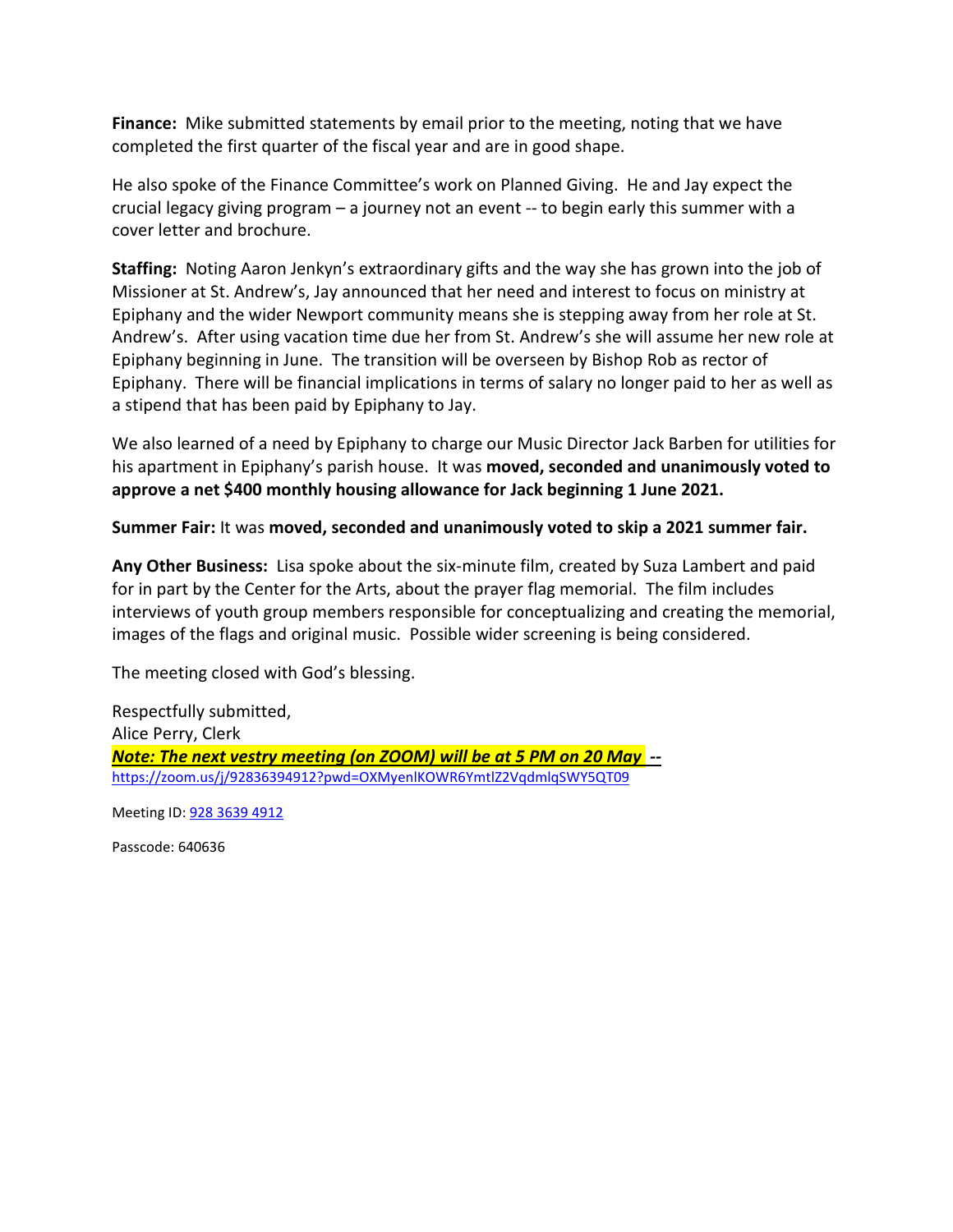**Finance:** Mike submitted statements by email prior to the meeting, noting that we have completed the first quarter of the fiscal year and are in good shape.

He also spoke of the Finance Committee's work on Planned Giving. He and Jay expect the crucial legacy giving program – a journey not an event -- to begin early this summer with a cover letter and brochure.

**Staffing:** Noting Aaron Jenkyn's extraordinary gifts and the way she has grown into the job of Missioner at St. Andrew's, Jay announced that her need and interest to focus on ministry at Epiphany and the wider Newport community means she is stepping away from her role at St. Andrew's. After using vacation time due her from St. Andrew's she will assume her new role at Epiphany beginning in June. The transition will be overseen by Bishop Rob as rector of Epiphany. There will be financial implications in terms of salary no longer paid to her as well as a stipend that has been paid by Epiphany to Jay.

We also learned of a need by Epiphany to charge our Music Director Jack Barben for utilities for his apartment in Epiphany's parish house. It was **moved, seconded and unanimously voted to approve a net $400 monthly housing allowance for Jack beginning 1 June 2021.**

**Summer Fair:** It was **moved, seconded and unanimously voted to skip a 2021 summer fair.**

**Any Other Business:** Lisa spoke about the six-minute film, created by Suza Lambert and paid for in part by the Center for the Arts, about the prayer flag memorial. The film includes interviews of youth group members responsible for conceptualizing and creating the memorial, images of the flags and original music. Possible wider screening is being considered.

The meeting closed with God's blessing.

Respectfully submitted,
Alice Perry, Clerk

***Note: The next vestry meeting (on ZOOM) will be at 5 PM on 20 May*** --
https://zoom.us/j/92836394912?pwd=OXMyenlKOWR6YmtlZ2VqdmlqSWY5QT09

Meeting ID: 928 3639 4912

Passcode: 640636